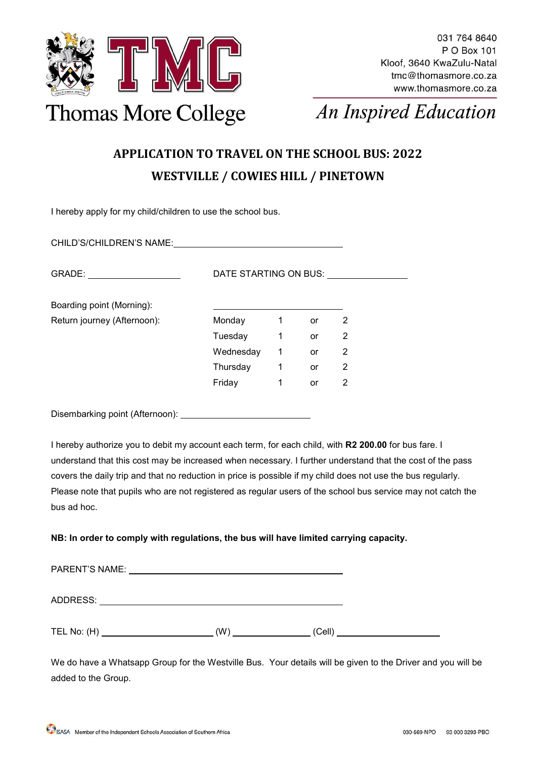# TMC Thomas More College

031 764 8640
P O Box 101
Kloof, 3640 KwaZulu-Natal
tmc@thomasmore.co.za
www.thomasmore.co.za

*An Inspired Education*

## APPLICATION TO TRAVEL ON THE SCHOOL BUS: 2022

## WESTVILLE / COWIES HILL / PINETOWN

I hereby apply for my child/children to use the school bus.

CHILD'S/CHILDREN'S NAME: ______________________________

GRADE: ________________ DATE STARTING ON BUS: ______________

Boarding point (Morning): ______________________

Return journey (Afternoon):

| Day | | | |
|---|---|---|---|
| Monday | 1 | or | 2 |
| Tuesday | 1 | or | 2 |
| Wednesday | 1 | or | 2 |
| Thursday | 1 | or | 2 |
| Friday | 1 | or | 2 |

Disembarking point (Afternoon): ______________________

I hereby authorize you to debit my account each term, for each child, with **R2 200.00** for bus fare. I understand that this cost may be increased when necessary. I further understand that the cost of the pass covers the daily trip and that no reduction in price is possible if my child does not use the bus regularly. Please note that pupils who are not registered as regular users of the school bus service may not catch the bus ad hoc.

**NB: In order to comply with regulations, the bus will have limited carrying capacity.**

PARENT'S NAME: ______________________________________

ADDRESS: ___________________________________________

TEL No: (H) ___________________ (W) ______________ (Cell) __________________

We do have a Whatsapp Group for the Westville Bus. Your details will be given to the Driver and you will be added to the Group.

ISASA Member of the Independent Schools Association of Southern Africa 030-569-NPO 93 000 3293-PBO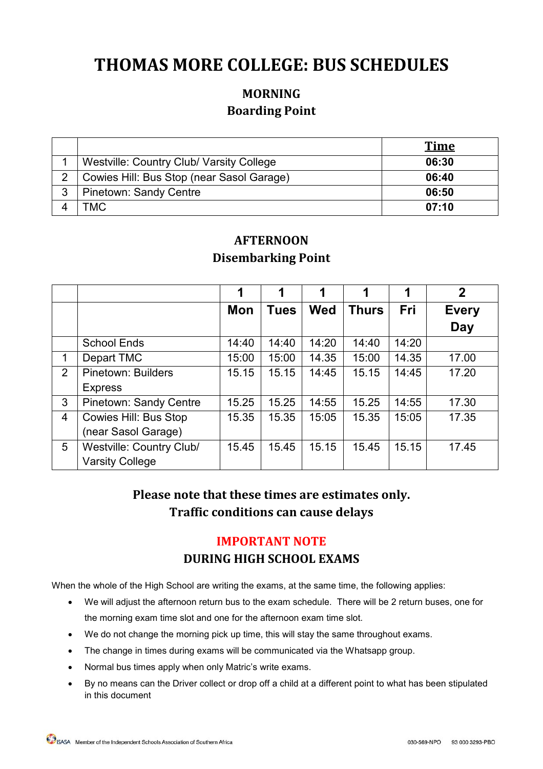# THOMAS MORE COLLEGE: BUS SCHEDULES

## MORNING
### Boarding Point

| | | Time |
|---|---|---|
| 1 | Westville: Country Club/ Varsity College | **06:30** |
| 2 | Cowies Hill: Bus Stop (near Sasol Garage) | **06:40** |
| 3 | Pinetown: Sandy Centre | **06:50** |
| 4 | TMC | **07:10** |

## AFTERNOON
### Disembarking Point

| | | 1 | 1 | 1 | 1 | 1 | 2 |
|---|---|---|---|---|---|---|---|
| | | **Mon** | **Tues** | **Wed** | **Thurs** | **Fri** | **Every Day** |
| | School Ends | 14:40 | 14:40 | 14:20 | 14:40 | 14:20 | |
| 1 | Depart TMC | 15:00 | 15:00 | 14.35 | 15:00 | 14.35 | 17.00 |
| 2 | Pinetown: Builders Express | 15.15 | 15.15 | 14:45 | 15.15 | 14:45 | 17.20 |
| 3 | Pinetown: Sandy Centre | 15.25 | 15.25 | 14:55 | 15.25 | 14:55 | 17.30 |
| 4 | Cowies Hill: Bus Stop (near Sasol Garage) | 15.35 | 15.35 | 15:05 | 15.35 | 15:05 | 17.35 |
| 5 | Westville: Country Club/ Varsity College | 15.45 | 15.45 | 15.15 | 15.45 | 15.15 | 17.45 |

**Please note that these times are estimates only.**
**Traffic conditions can cause delays**

## IMPORTANT NOTE
## DURING HIGH SCHOOL EXAMS

When the whole of the High School are writing the exams, at the same time, the following applies:

- We will adjust the afternoon return bus to the exam schedule. There will be 2 return buses, one for the morning exam time slot and one for the afternoon exam time slot.
- We do not change the morning pick up time, this will stay the same throughout exams.
- The change in times during exams will be communicated via the Whatsapp group.
- Normal bus times apply when only Matric's write exams.
- By no means can the Driver collect or drop off a child at a different point to what has been stipulated in this document

ISASA Member of the Independent Schools Association of Southern Africa 030-569-NPO 93 000 3293-PBO